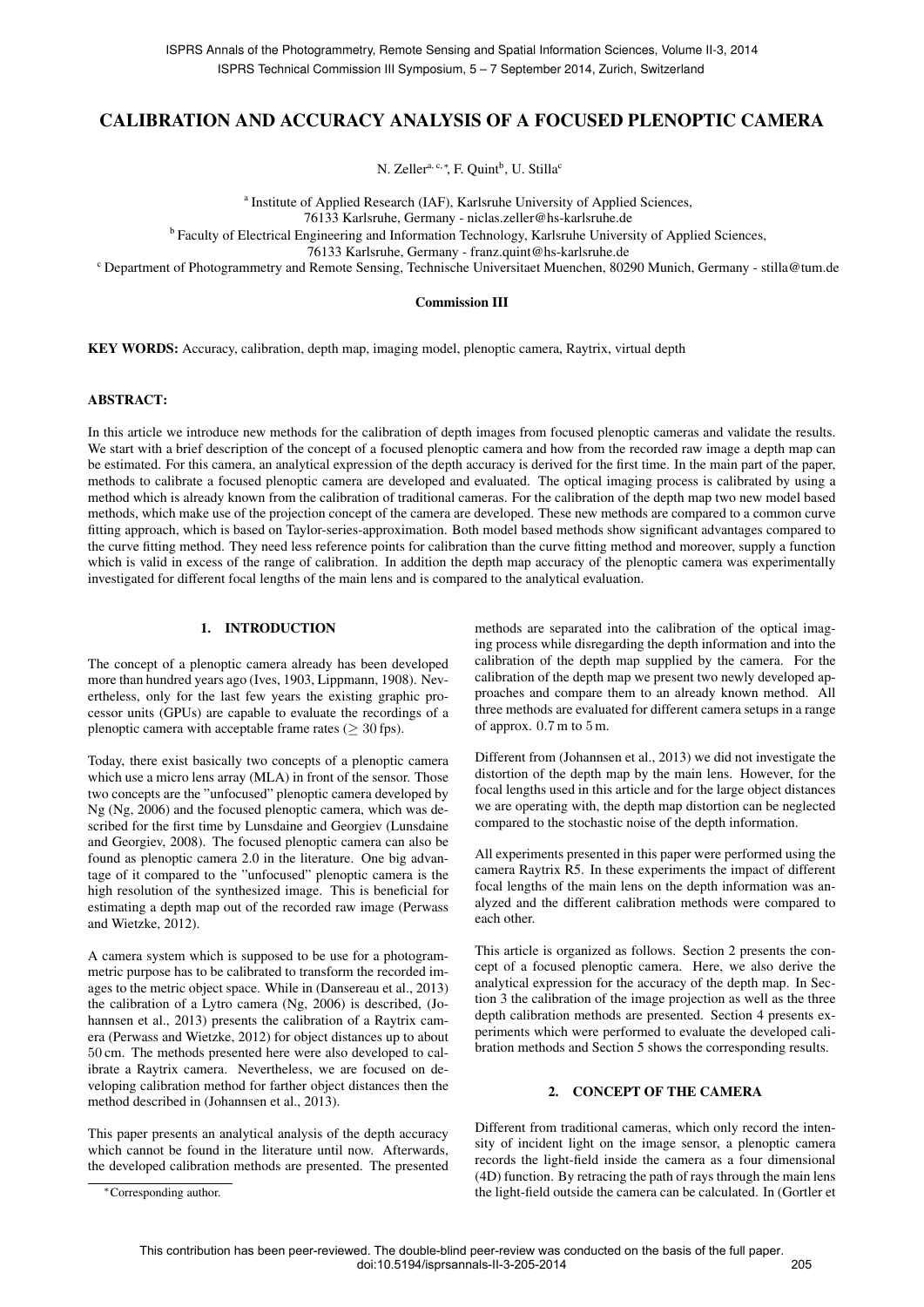# CALIBRATION AND ACCURACY ANALYSIS OF A FOCUSED PLENOPTIC CAMERA

N. Zeller[a, c, *], F. Quint[b], U. Stilla[c]

[a] Institute of Applied Research (IAF), Karlsruhe University of Applied Sciences, 76133 Karlsruhe, Germany - niclas.zeller@hs-karlsruhe.de

[b] Faculty of Electrical Engineering and Information Technology, Karlsruhe University of Applied Sciences, 76133 Karlsruhe, Germany - franz.quint@hs-karlsruhe.de

[c] Department of Photogrammetry and Remote Sensing, Technische Universitaet Muenchen, 80290 Munich, Germany - stilla@tum.de

**Commission III**

**KEY WORDS:** Accuracy, calibration, depth map, imaging model, plenoptic camera, Raytrix, virtual depth

## ABSTRACT:

In this article we introduce new methods for the calibration of depth images from focused plenoptic cameras and validate the results. We start with a brief description of the concept of a focused plenoptic camera and how from the recorded raw image a depth map can be estimated. For this camera, an analytical expression of the depth accuracy is derived for the first time. In the main part of the paper, methods to calibrate a focused plenoptic camera are developed and evaluated. The optical imaging process is calibrated by using a method which is already known from the calibration of traditional cameras. For the calibration of the depth map two new model based methods, which make use of the projection concept of the camera are developed. These new methods are compared to a common curve fitting approach, which is based on Taylor-series-approximation. Both model based methods show significant advantages compared to the curve fitting method. They need less reference points for calibration than the curve fitting method and moreover, supply a function which is valid in excess of the range of calibration. In addition the depth map accuracy of the plenoptic camera was experimentally investigated for different focal lengths of the main lens and is compared to the analytical evaluation.

## 1. INTRODUCTION

The concept of a plenoptic camera already has been developed more than hundred years ago (Ives, 1903, Lippmann, 1908). Nevertheless, only for the last few years the existing graphic processor units (GPUs) are capable to evaluate the recordings of a plenoptic camera with acceptable frame rates ($\geq 30$ fps).

Today, there exist basically two concepts of a plenoptic camera which use a micro lens array (MLA) in front of the sensor. Those two concepts are the "unfocused" plenoptic camera developed by Ng (Ng, 2006) and the focused plenoptic camera, which was described for the first time by Lunsdaine and Georgiev (Lunsdaine and Georgiev, 2008). The focused plenoptic camera can also be found as plenoptic camera 2.0 in the literature. One big advantage of it compared to the "unfocused" plenoptic camera is the high resolution of the synthesized image. This is beneficial for estimating a depth map out of the recorded raw image (Perwass and Wietzke, 2012).

A camera system which is supposed to be use for a photogrammetric purpose has to be calibrated to transform the recorded images to the metric object space. While in (Dansereau et al., 2013) the calibration of a Lytro camera (Ng, 2006) is described, (Johannsen et al., 2013) presents the calibration of a Raytrix camera (Perwass and Wietzke, 2012) for object distances up to about 50 cm. The methods presented here were also developed to calibrate a Raytrix camera. Nevertheless, we are focused on developing calibration method for farther object distances then the method described in (Johannsen et al., 2013).

This paper presents an analytical analysis of the depth accuracy which cannot be found in the literature until now. Afterwards, the developed calibration methods are presented. The presented methods are separated into the calibration of the optical imaging process while disregarding the depth information and into the calibration of the depth map supplied by the camera. For the calibration of the depth map we present two newly developed approaches and compare them to an already known method. All three methods are evaluated for different camera setups in a range of approx. 0.7 m to 5 m.

Different from (Johannsen et al., 2013) we did not investigate the distortion of the depth map by the main lens. However, for the focal lengths used in this article and for the large object distances we are operating with, the depth map distortion can be neglected compared to the stochastic noise of the depth information.

All experiments presented in this paper were performed using the camera Raytrix R5. In these experiments the impact of different focal lengths of the main lens on the depth information was analyzed and the different calibration methods were compared to each other.

This article is organized as follows. Section 2 presents the concept of a focused plenoptic camera. Here, we also derive the analytical expression for the accuracy of the depth map. In Section 3 the calibration of the image projection as well as the three depth calibration methods are presented. Section 4 presents experiments which were performed to evaluate the developed calibration methods and Section 5 shows the corresponding results.

## 2. CONCEPT OF THE CAMERA

Different from traditional cameras, which only record the intensity of incident light on the image sensor, a plenoptic camera records the light-field inside the camera as a four dimensional (4D) function. By retracing the path of rays through the main lens the light-field outside the camera can be calculated. In (Gortler et

*Corresponding author.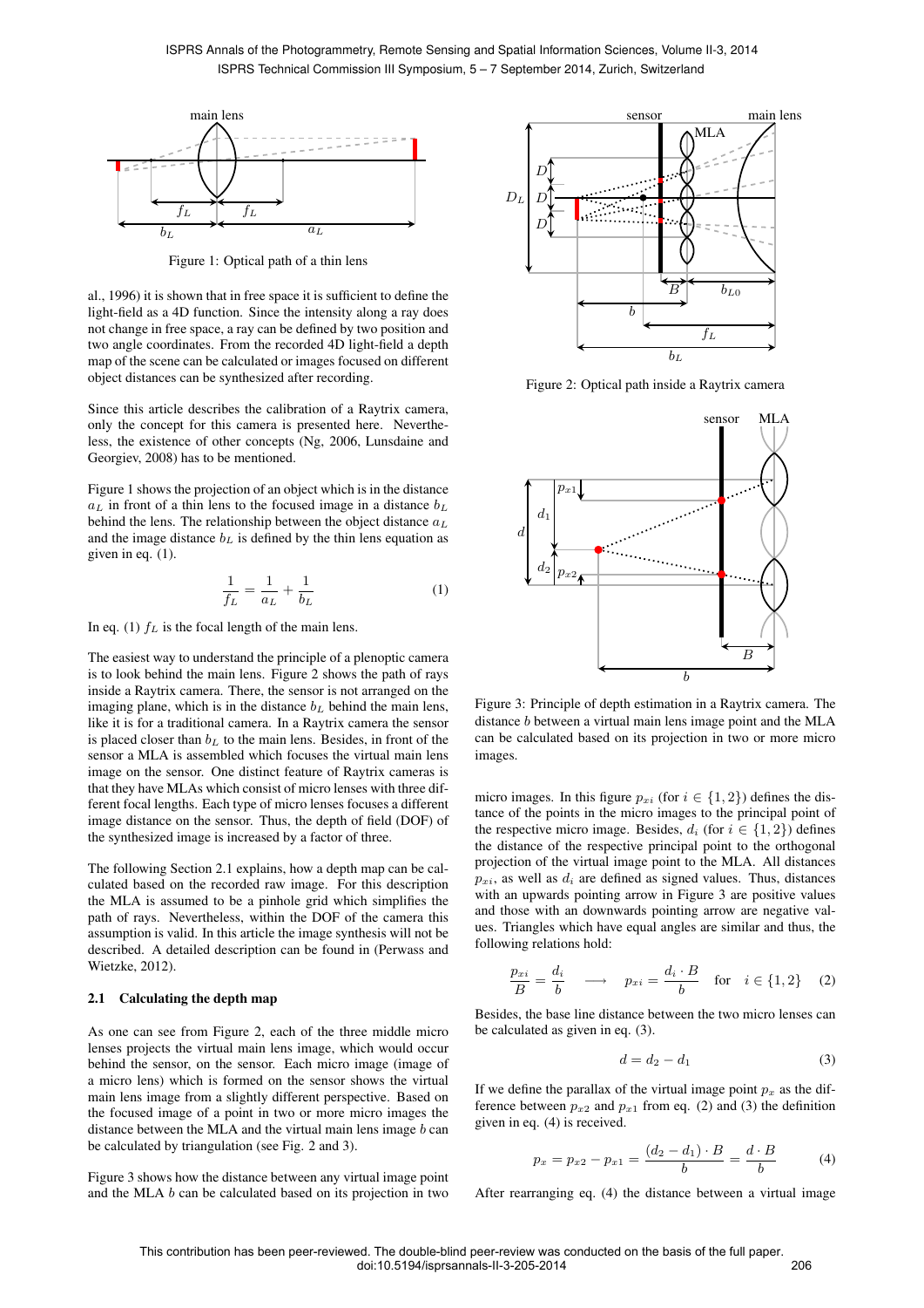Figure 1: Optical path of a thin lens

al., 1996) it is shown that in free space it is sufficient to define the light-field as a 4D function. Since the intensity along a ray does not change in free space, a ray can be defined by two position and two angle coordinates. From the recorded 4D light-field a depth map of the scene can be calculated or images focused on different object distances can be synthesized after recording.

Since this article describes the calibration of a Raytrix camera, only the concept for this camera is presented here. Nevertheless, the existence of other concepts (Ng, 2006, Lunsdaine and Georgiev, 2008) has to be mentioned.

Figure 1 shows the projection of an object which is in the distance $a_L$ in front of a thin lens to the focused image in a distance $b_L$ behind the lens. The relationship between the object distance $a_L$ and the image distance $b_L$ is defined by the thin lens equation as given in eq. (1).

$$\frac{1}{f_L} = \frac{1}{a_L} + \frac{1}{b_L} \tag{1}$$

In eq. (1) $f_L$ is the focal length of the main lens.

The easiest way to understand the principle of a plenoptic camera is to look behind the main lens. Figure 2 shows the path of rays inside a Raytrix camera. There, the sensor is not arranged on the imaging plane, which is in the distance $b_L$ behind the main lens, like it is for a traditional camera. In a Raytrix camera the sensor is placed closer than $b_L$ to the main lens. Besides, in front of the sensor a MLA is assembled which focuses the virtual main lens image on the sensor. One distinct feature of Raytrix cameras is that they have MLAs which consist of micro lenses with three different focal lengths. Each type of micro lenses focuses a different image distance on the sensor. Thus, the depth of field (DOF) of the synthesized image is increased by a factor of three.

The following Section 2.1 explains, how a depth map can be calculated based on the recorded raw image. For this description the MLA is assumed to be a pinhole grid which simplifies the path of rays. Nevertheless, within the DOF of the camera this assumption is valid. In this article the image synthesis will not be described. A detailed description can be found in (Perwass and Wietzke, 2012).

### 2.1 Calculating the depth map

As one can see from Figure 2, each of the three middle micro lenses projects the virtual main lens image, which would occur behind the sensor, on the sensor. Each micro image (image of a micro lens) which is formed on the sensor shows the virtual main lens image from a slightly different perspective. Based on the focused image of a point in two or more micro images the distance between the MLA and the virtual main lens image $b$ can be calculated by triangulation (see Fig. 2 and 3).

Figure 3 shows how the distance between any virtual image point and the MLA $b$ can be calculated based on its projection in two

Figure 2: Optical path inside a Raytrix camera

Figure 3: Principle of depth estimation in a Raytrix camera. The distance $b$ between a virtual main lens image point and the MLA can be calculated based on its projection in two or more micro images.

micro images. In this figure $p_{xi}$ (for $i \in \{1, 2\}$) defines the distance of the points in the micro images to the principal point of the respective micro image. Besides, $d_i$ (for $i \in \{1, 2\}$) defines the distance of the respective principal point to the orthogonal projection of the virtual image point to the MLA. All distances $p_{xi}$, as well as $d_i$ are defined as signed values. Thus, distances with an upwards pointing arrow in Figure 3 are positive values and those with an downwards pointing arrow are negative values. Triangles which have equal angles are similar and thus, the following relations hold:

$$\frac{p_{xi}}{B} = \frac{d_i}{b} \quad \longrightarrow \quad p_{xi} = \frac{d_i \cdot B}{b} \quad \text{for} \quad i \in \{1, 2\} \tag{2}$$

Besides, the base line distance between the two micro lenses can be calculated as given in eq. (3).

$$d = d_2 - d_1 \tag{3}$$

If we define the parallax of the virtual image point $p_x$ as the difference between $p_{x2}$ and $p_{x1}$ from eq. (2) and (3) the definition given in eq. (4) is received.

$$p_x = p_{x2} - p_{x1} = \frac{(d_2 - d_1) \cdot B}{b} = \frac{d \cdot B}{b} \tag{4}$$

After rearranging eq. (4) the distance between a virtual image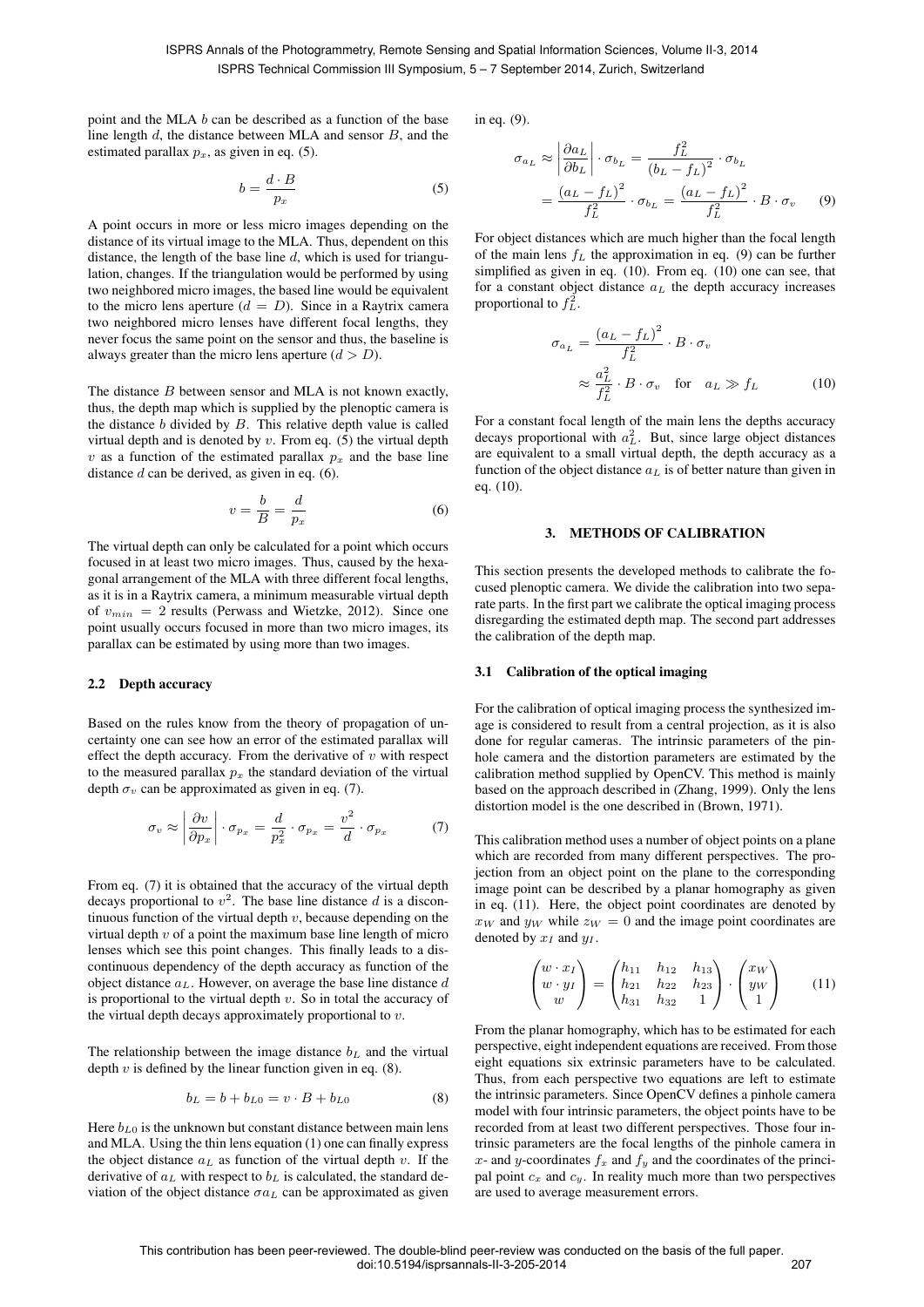point and the MLA $b$ can be described as a function of the base line length $d$, the distance between MLA and sensor $B$, and the estimated parallax $p_x$, as given in eq. (5).

$$b = \frac{d \cdot B}{p_x} \tag{5}$$

A point occurs in more or less micro images depending on the distance of its virtual image to the MLA. Thus, dependent on this distance, the length of the base line $d$, which is used for triangulation, changes. If the triangulation would be performed by using two neighbored micro images, the based line would be equivalent to the micro lens aperture ($d = D$). Since in a Raytrix camera two neighbored micro lenses have different focal lengths, they never focus the same point on the sensor and thus, the baseline is always greater than the micro lens aperture ($d > D$).

The distance $B$ between sensor and MLA is not known exactly, thus, the depth map which is supplied by the plenoptic camera is the distance $b$ divided by $B$. This relative depth value is called virtual depth and is denoted by $v$. From eq. (5) the virtual depth $v$ as a function of the estimated parallax $p_x$ and the base line distance $d$ can be derived, as given in eq. (6).

$$v = \frac{b}{B} = \frac{d}{p_x} \tag{6}$$

The virtual depth can only be calculated for a point which occurs focused in at least two micro images. Thus, caused by the hexagonal arrangement of the MLA with three different focal lengths, as it is in a Raytrix camera, a minimum measurable virtual depth of $v_{min} = 2$ results (Perwass and Wietzke, 2012). Since one point usually occurs focused in more than two micro images, its parallax can be estimated by using more than two images.

### 2.2 Depth accuracy

Based on the rules know from the theory of propagation of uncertainty one can see how an error of the estimated parallax will effect the depth accuracy. From the derivative of $v$ with respect to the measured parallax $p_x$ the standard deviation of the virtual depth $\sigma_v$ can be approximated as given in eq. (7).

$$\sigma_v \approx \left| \frac{\partial v}{\partial p_x} \right| \cdot \sigma_{p_x} = \frac{d}{p_x^2} \cdot \sigma_{p_x} = \frac{v^2}{d} \cdot \sigma_{p_x} \tag{7}$$

From eq. (7) it is obtained that the accuracy of the virtual depth decays proportional to $v^2$. The base line distance $d$ is a discontinuous function of the virtual depth $v$, because depending on the virtual depth $v$ of a point the maximum base line length of micro lenses which see this point changes. This finally leads to a discontinuous dependency of the depth accuracy as function of the object distance $a_L$. However, on average the base line distance $d$ is proportional to the virtual depth $v$. So in total the accuracy of the virtual depth decays approximately proportional to $v$.

The relationship between the image distance $b_L$ and the virtual depth $v$ is defined by the linear function given in eq. (8).

$$b_L = b + b_{L0} = v \cdot B + b_{L0} \tag{8}$$

Here $b_{L0}$ is the unknown but constant distance between main lens and MLA. Using the thin lens equation (1) one can finally express the object distance $a_L$ as function of the virtual depth $v$. If the derivative of $a_L$ with respect to $b_L$ is calculated, the standard deviation of the object distance $\sigma a_L$ can be approximated as given in eq. (9).

$$\begin{aligned}\sigma_{a_L} &\approx \left| \frac{\partial a_L}{\partial b_L} \right| \cdot \sigma_{b_L} = \frac{f_L^2}{(b_L - f_L)^2} \cdot \sigma_{b_L} \\ &= \frac{(a_L - f_L)^2}{f_L^2} \cdot \sigma_{b_L} = \frac{(a_L - f_L)^2}{f_L^2} \cdot B \cdot \sigma_v \end{aligned} \tag{9}$$

For object distances which are much higher than the focal length of the main lens $f_L$ the approximation in eq. (9) can be further simplified as given in eq. (10). From eq. (10) one can see, that for a constant object distance $a_L$ the depth accuracy increases proportional to $f_L^2$.

$$\begin{aligned}\sigma_{a_L} &= \frac{(a_L - f_L)^2}{f_L^2} \cdot B \cdot \sigma_v \\ &\approx \frac{a_L^2}{f_L^2} \cdot B \cdot \sigma_v \quad \text{for} \quad a_L \gg f_L \end{aligned} \tag{10}$$

For a constant focal length of the main lens the depths accuracy decays proportional with $a_L^2$. But, since large object distances are equivalent to a small virtual depth, the depth accuracy as a function of the object distance $a_L$ is of better nature than given in eq. (10).

## 3. METHODS OF CALIBRATION

This section presents the developed methods to calibrate the focused plenoptic camera. We divide the calibration into two separate parts. In the first part we calibrate the optical imaging process disregarding the estimated depth map. The second part addresses the calibration of the depth map.

### 3.1 Calibration of the optical imaging

For the calibration of optical imaging process the synthesized image is considered to result from a central projection, as it is also done for regular cameras. The intrinsic parameters of the pinhole camera and the distortion parameters are estimated by the calibration method supplied by OpenCV. This method is mainly based on the approach described in (Zhang, 1999). Only the lens distortion model is the one described in (Brown, 1971).

This calibration method uses a number of object points on a plane which are recorded from many different perspectives. The projection from an object point on the plane to the corresponding image point can be described by a planar homography as given in eq. (11). Here, the object point coordinates are denoted by $x_W$ and $y_W$ while $z_W = 0$ and the image point coordinates are denoted by $x_I$ and $y_I$.

$$\begin{pmatrix} w \cdot x_I \\ w \cdot y_I \\ w \end{pmatrix} = \begin{pmatrix} h_{11} & h_{12} & h_{13} \\ h_{21} & h_{22} & h_{23} \\ h_{31} & h_{32} & 1 \end{pmatrix} \cdot \begin{pmatrix} x_W \\ y_W \\ 1 \end{pmatrix} \tag{11}$$

From the planar homography, which has to be estimated for each perspective, eight independent equations are received. From those eight equations six extrinsic parameters have to be calculated. Thus, from each perspective two equations are left to estimate the intrinsic parameters. Since OpenCV defines a pinhole camera model with four intrinsic parameters, the object points have to be recorded from at least two different perspectives. Those four intrinsic parameters are the focal lengths of the pinhole camera in $x$- and $y$-coordinates $f_x$ and $f_y$ and the coordinates of the principal point $c_x$ and $c_y$. In reality much more than two perspectives are used to average measurement errors.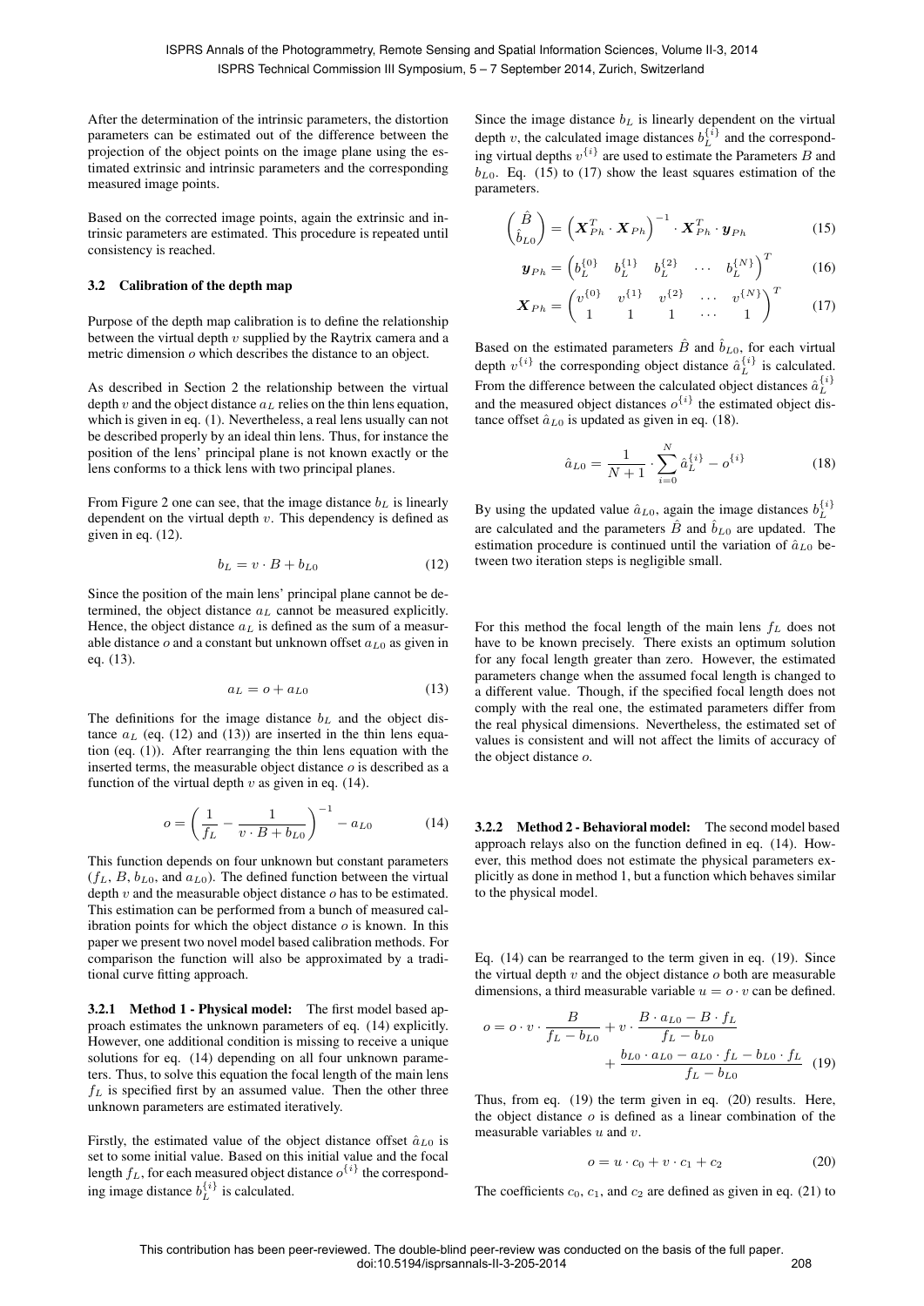After the determination of the intrinsic parameters, the distortion parameters can be estimated out of the difference between the projection of the object points on the image plane using the estimated extrinsic and intrinsic parameters and the corresponding measured image points.

Based on the corrected image points, again the extrinsic and intrinsic parameters are estimated. This procedure is repeated until consistency is reached.

### 3.2 Calibration of the depth map

Purpose of the depth map calibration is to define the relationship between the virtual depth $v$ supplied by the Raytrix camera and a metric dimension $o$ which describes the distance to an object.

As described in Section 2 the relationship between the virtual depth $v$ and the object distance $a_L$ relies on the thin lens equation, which is given in eq. (1). Nevertheless, a real lens usually can not be described properly by an ideal thin lens. Thus, for instance the position of the lens' principal plane is not known exactly or the lens conforms to a thick lens with two principal planes.

From Figure 2 one can see, that the image distance $b_L$ is linearly dependent on the virtual depth $v$. This dependency is defined as given in eq. (12).

$$b_L = v \cdot B + b_{L0} \tag{12}$$

Since the position of the main lens' principal plane cannot be determined, the object distance $a_L$ cannot be measured explicitly. Hence, the object distance $a_L$ is defined as the sum of a measurable distance $o$ and a constant but unknown offset $a_{L0}$ as given in eq. (13).

$$a_L = o + a_{L0} \tag{13}$$

The definitions for the image distance $b_L$ and the object distance $a_L$ (eq. (12) and (13)) are inserted in the thin lens equation (eq. (1)). After rearranging the thin lens equation with the inserted terms, the measurable object distance $o$ is described as a function of the virtual depth $v$ as given in eq. (14).

$$o = \left(\frac{1}{f_L} - \frac{1}{v \cdot B + b_{L0}}\right)^{-1} - a_{L0} \tag{14}$$

This function depends on four unknown but constant parameters ($f_L$, $B$, $b_{L0}$, and $a_{L0}$). The defined function between the virtual depth $v$ and the measurable object distance $o$ has to be estimated. This estimation can be performed from a bunch of measured calibration points for which the object distance $o$ is known. In this paper we present two novel model based calibration methods. For comparison the function will also be approximated by a traditional curve fitting approach.

**3.2.1 Method 1 - Physical model:** The first model based approach estimates the unknown parameters of eq. (14) explicitly. However, one additional condition is missing to receive a unique solutions for eq. (14) depending on all four unknown parameters. Thus, to solve this equation the focal length of the main lens $f_L$ is specified first by an assumed value. Then the other three unknown parameters are estimated iteratively.

Firstly, the estimated value of the object distance offset $\hat{a}_{L0}$ is set to some initial value. Based on this initial value and the focal length $f_L$, for each measured object distance $o^{\{i\}}$ the corresponding image distance $b_L^{\{i\}}$ is calculated.

Since the image distance $b_L$ is linearly dependent on the virtual depth $v$, the calculated image distances $b_L^{\{i\}}$ and the corresponding virtual depths $v^{\{i\}}$ are used to estimate the Parameters $B$ and $b_{L0}$. Eq. (15) to (17) show the least squares estimation of the parameters.

$$\begin{pmatrix} \hat{B} \\ \hat{b}_{L0} \end{pmatrix} = \left(\boldsymbol{X}_{Ph}^T \cdot \boldsymbol{X}_{Ph}\right)^{-1} \cdot \boldsymbol{X}_{Ph}^T \cdot \boldsymbol{y}_{Ph} \tag{15}$$

$$\boldsymbol{y}_{Ph} = \begin{pmatrix} b_L^{\{0\}} & b_L^{\{1\}} & b_L^{\{2\}} & \cdots & b_L^{\{N\}} \end{pmatrix}^T \tag{16}$$

$$\boldsymbol{X}_{Ph} = \begin{pmatrix} v^{\{0\}} & v^{\{1\}} & v^{\{2\}} & \cdots & v^{\{N\}} \\ 1 & 1 & 1 & \cdots & 1 \end{pmatrix}^T \tag{17}$$

Based on the estimated parameters $\hat{B}$ and $\hat{b}_{L0}$, for each virtual depth $v^{\{i\}}$ the corresponding object distance $\hat{a}_L^{\{i\}}$ is calculated. From the difference between the calculated object distances $\hat{a}_L^{\{i\}}$ and the measured object distances $o^{\{i\}}$ the estimated object distance offset $\hat{a}_{L0}$ is updated as given in eq. (18).

$$\hat{a}_{L0} = \frac{1}{N+1} \cdot \sum_{i=0}^{N} \hat{a}_L^{\{i\}} - o^{\{i\}} \tag{18}$$

By using the updated value $\hat{a}_{L0}$, again the image distances $b_L^{\{i\}}$ are calculated and the parameters $\hat{B}$ and $\hat{b}_{L0}$ are updated. The estimation procedure is continued until the variation of $\hat{a}_{L0}$ between two iteration steps is negligible small.

For this method the focal length of the main lens $f_L$ does not have to be known precisely. There exists an optimum solution for any focal length greater than zero. However, the estimated parameters change when the assumed focal length is changed to a different value. Though, if the specified focal length does not comply with the real one, the estimated parameters differ from the real physical dimensions. Nevertheless, the estimated set of values is consistent and will not affect the limits of accuracy of the object distance $o$.

**3.2.2 Method 2 - Behavioral model:** The second model based approach relays also on the function defined in eq. (14). However, this method does not estimate the physical parameters explicitly as done in method 1, but a function which behaves similar to the physical model.

Eq. (14) can be rearranged to the term given in eq. (19). Since the virtual depth $v$ and the object distance $o$ both are measurable dimensions, a third measurable variable $u = o \cdot v$ can be defined.

$$o = o \cdot v \cdot \frac{B}{f_L - b_{L0}} + v \cdot \frac{B \cdot a_{L0} - B \cdot f_L}{f_L - b_{L0}} + \frac{b_{L0} \cdot a_{L0} - a_{L0} \cdot f_L - b_{L0} \cdot f_L}{f_L - b_{L0}} \tag{19}$$

Thus, from eq. (19) the term given in eq. (20) results. Here, the object distance $o$ is defined as a linear combination of the measurable variables $u$ and $v$.

$$o = u \cdot c_0 + v \cdot c_1 + c_2 \tag{20}$$

The coefficients $c_0$, $c_1$, and $c_2$ are defined as given in eq. (21) to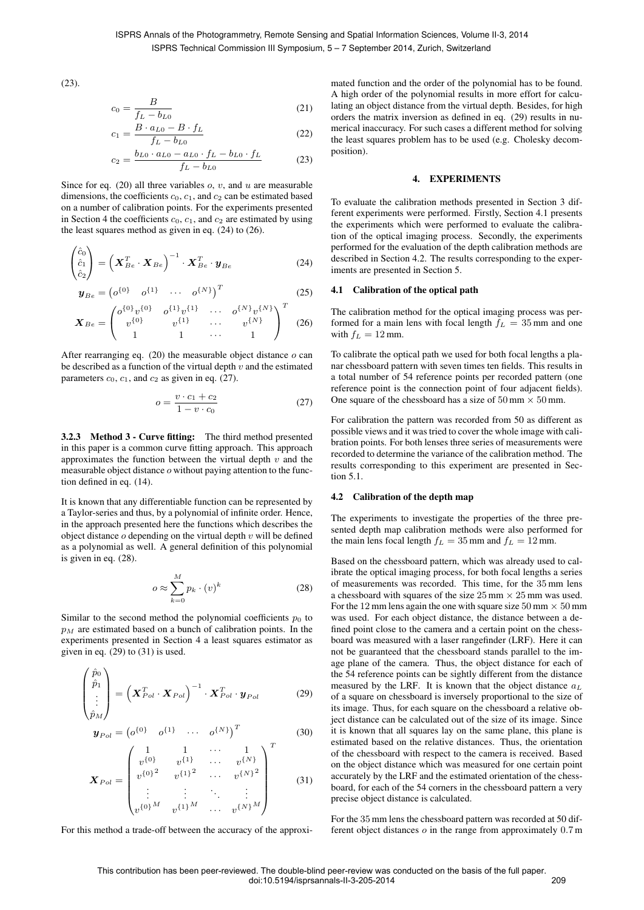(23).

$$c_0 = \frac{B}{f_L - b_{L0}} \tag{21}$$

$$c_1 = \frac{B \cdot a_{L0} - B \cdot f_L}{f_L - b_{L0}} \tag{22}$$

$$c_2 = \frac{b_{L0} \cdot a_{L0} - a_{L0} \cdot f_L - b_{L0} \cdot f_L}{f_L - b_{L0}} \tag{23}$$

Since for eq. (20) all three variables $o$, $v$, and $u$ are measurable dimensions, the coefficients $c_0$, $c_1$, and $c_2$ can be estimated based on a number of calibration points. For the experiments presented in Section 4 the coefficients $c_0$, $c_1$, and $c_2$ are estimated by using the least squares method as given in eq. (24) to (26).

$$\begin{pmatrix} \hat{c}_0 \\ \hat{c}_1 \\ \hat{c}_2 \end{pmatrix} = \left( \boldsymbol{X}_{Be}^T \cdot \boldsymbol{X}_{Be} \right)^{-1} \cdot \boldsymbol{X}_{Be}^T \cdot \boldsymbol{y}_{Be} \tag{24}$$

$$\boldsymbol{y}_{Be} = \begin{pmatrix} o^{\{0\}} & o^{\{1\}} & \cdots & o^{\{N\}} \end{pmatrix}^T \tag{25}$$

$$\boldsymbol{X}_{Be} = \begin{pmatrix} o^{\{0\}} v^{\{0\}} & o^{\{1\}} v^{\{1\}} & \cdots & o^{\{N\}} v^{\{N\}} \\ v^{\{0\}} & v^{\{1\}} & \cdots & v^{\{N\}} \\ 1 & 1 & \cdots & 1 \end{pmatrix}^T \tag{26}$$

After rearranging eq. (20) the measurable object distance $o$ can be described as a function of the virtual depth $v$ and the estimated parameters $c_0$, $c_1$, and $c_2$ as given in eq. (27).

$$o = \frac{v \cdot c_1 + c_2}{1 - v \cdot c_0} \tag{27}$$

**3.2.3 Method 3 - Curve fitting:** The third method presented in this paper is a common curve fitting approach. This approach approximates the function between the virtual depth $v$ and the measurable object distance $o$ without paying attention to the function defined in eq. (14).

It is known that any differentiable function can be represented by a Taylor-series and thus, by a polynomial of infinite order. Hence, in the approach presented here the functions which describes the object distance $o$ depending on the virtual depth $v$ will be defined as a polynomial as well. A general definition of this polynomial is given in eq. (28).

$$o \approx \sum_{k=0}^{M} p_k \cdot (v)^k \tag{28}$$

Similar to the second method the polynomial coefficients $p_0$ to $p_M$ are estimated based on a bunch of calibration points. In the experiments presented in Section 4 a least squares estimator as given in eq. (29) to (31) is used.

$$\begin{pmatrix} \hat{p}_0 \\ \hat{p}_1 \\ \vdots \\ \hat{p}_M \end{pmatrix} = \left( \boldsymbol{X}_{Pol}^T \cdot \boldsymbol{X}_{Pol} \right)^{-1} \cdot \boldsymbol{X}_{Pol}^T \cdot \boldsymbol{y}_{Pol} \tag{29}$$

$$\boldsymbol{y}_{Pol} = \begin{pmatrix} o^{\{0\}} & o^{\{1\}} & \cdots & o^{\{N\}} \end{pmatrix}^T \tag{30}$$

$$\boldsymbol{X}_{Pol} = \begin{pmatrix} 1 & 1 & \cdots & 1 \\ v^{\{0\}} & v^{\{1\}} & \cdots & v^{\{N\}} \\ {v^{\{0\}}}^2 & {v^{\{1\}}}^2 & \cdots & {v^{\{N\}}}^2 \\ \vdots & \vdots & \ddots & \vdots \\ {v^{\{0\}}}^M & {v^{\{1\}}}^M & \cdots & {v^{\{N\}}}^M \end{pmatrix}^T \tag{31}$$

For this method a trade-off between the accuracy of the approximated function and the order of the polynomial has to be found. A high order of the polynomial results in more effort for calculating an object distance from the virtual depth. Besides, for high orders the matrix inversion as defined in eq. (29) results in numerical inaccuracy. For such cases a different method for solving the least squares problem has to be used (e.g. Cholesky decomposition).

## 4. EXPERIMENTS

To evaluate the calibration methods presented in Section 3 different experiments were performed. Firstly, Section 4.1 presents the experiments which were performed to evaluate the calibration of the optical imaging process. Secondly, the experiments performed for the evaluation of the depth calibration methods are described in Section 4.2. The results corresponding to the experiments are presented in Section 5.

### 4.1 Calibration of the optical path

The calibration method for the optical imaging process was performed for a main lens with focal length $f_L = 35\,\text{mm}$ and one with $f_L = 12\,\text{mm}$.

To calibrate the optical path we used for both focal lengths a planar chessboard pattern with seven times ten fields. This results in a total number of 54 reference points per recorded pattern (one reference point is the connection point of four adjacent fields). One square of the chessboard has a size of $50\,\text{mm} \times 50\,\text{mm}$.

For calibration the pattern was recorded from 50 as different as possible views and it was tried to cover the whole image with calibration points. For both lenses three series of measurements were recorded to determine the variance of the calibration method. The results corresponding to this experiment are presented in Section 5.1.

### 4.2 Calibration of the depth map

The experiments to investigate the properties of the three presented depth map calibration methods were also performed for the main lens focal length $f_L = 35\,\text{mm}$ and $f_L = 12\,\text{mm}$.

Based on the chessboard pattern, which was already used to calibrate the optical imaging process, for both focal lengths a series of measurements was recorded. This time, for the 35 mm lens a chessboard with squares of the size $25\,\text{mm} \times 25\,\text{mm}$ was used. For the 12 mm lens again the one with square size $50\,\text{mm} \times 50\,\text{mm}$ was used. For each object distance, the distance between a defined point close to the camera and a certain point on the chessboard was measured with a laser rangefinder (LRF). Here it can not be guaranteed that the chessboard stands parallel to the image plane of the camera. Thus, the object distance for each of the 54 reference points can be sightly different from the distance measured by the LRF. It is known that the object distance $a_L$ of a square on chessboard is inversely proportional to the size of its image. Thus, for each square on the chessboard a relative object distance can be calculated out of the size of its image. Since it is known that all squares lay on the same plane, this plane is estimated based on the relative distances. Thus, the orientation of the chessboard with respect to the camera is received. Based on the object distance which was measured for one certain point accurately by the LRF and the estimated orientation of the chessboard, for each of the 54 corners in the chessboard pattern a very precise object distance is calculated.

For the 35 mm lens the chessboard pattern was recorded at 50 different object distances $o$ in the range from approximately 0.7 m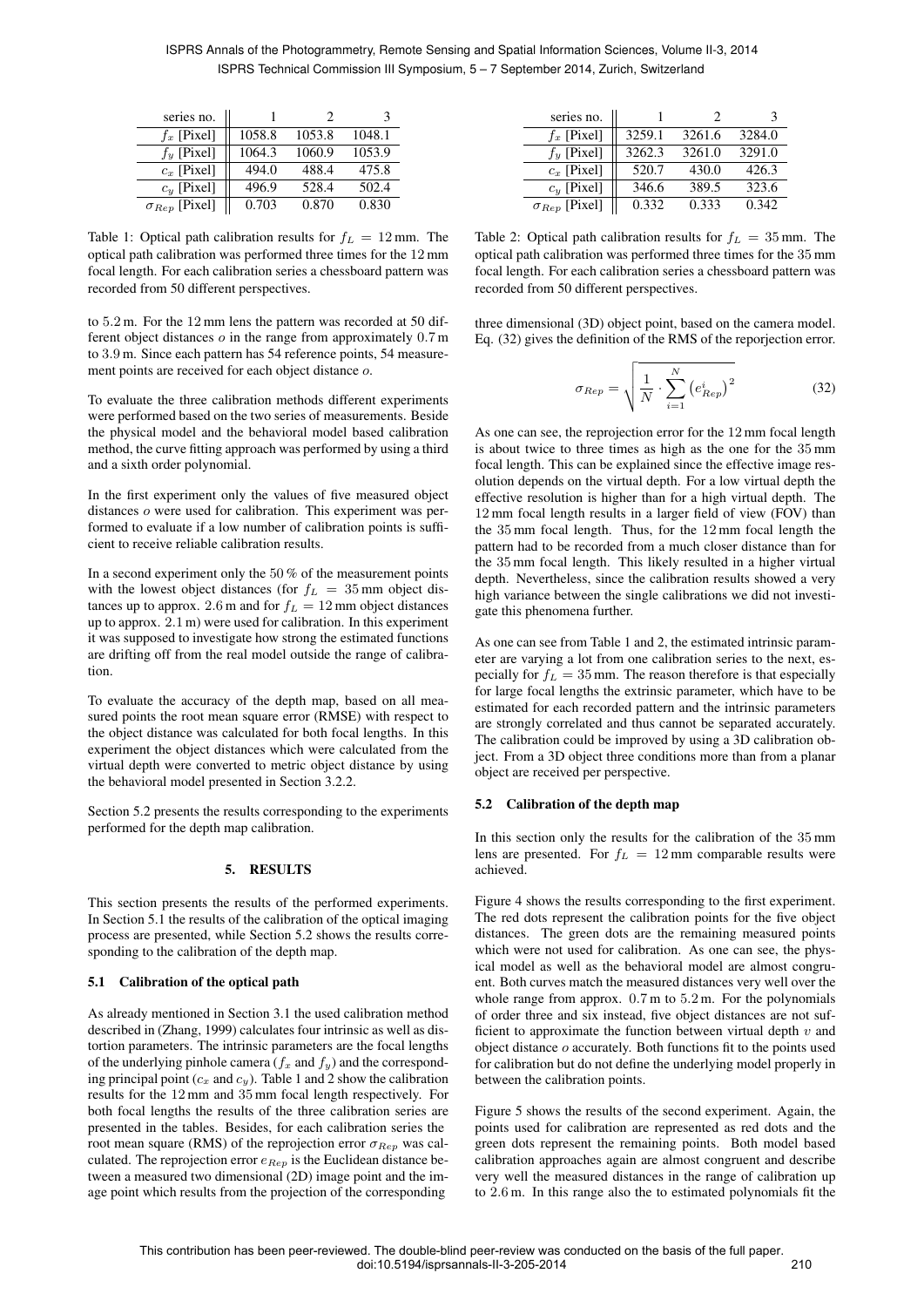| series no. | 1 | 2 | 3 |
|---|---|---|---|
| $f_x$ [Pixel] | 1058.8 | 1053.8 | 1048.1 |
| $f_y$ [Pixel] | 1064.3 | 1060.9 | 1053.9 |
| $c_x$ [Pixel] | 494.0 | 488.4 | 475.8 |
| $c_y$ [Pixel] | 496.9 | 528.4 | 502.4 |
| $\sigma_{Rep}$ [Pixel] | 0.703 | 0.870 | 0.830 |

Table 1: Optical path calibration results for $f_L = 12$ mm. The optical path calibration was performed three times for the 12 mm focal length. For each calibration series a chessboard pattern was recorded from 50 different perspectives.

to 5.2 m. For the 12 mm lens the pattern was recorded at 50 different object distances $o$ in the range from approximately 0.7 m to 3.9 m. Since each pattern has 54 reference points, 54 measurement points are received for each object distance $o$.

To evaluate the three calibration methods different experiments were performed based on the two series of measurements. Beside the physical model and the behavioral model based calibration method, the curve fitting approach was performed by using a third and a sixth order polynomial.

In the first experiment only the values of five measured object distances $o$ were used for calibration. This experiment was performed to evaluate if a low number of calibration points is sufficient to receive reliable calibration results.

In a second experiment only the 50 % of the measurement points with the lowest object distances (for $f_L = 35$ mm object distances up to approx. 2.6 m and for $f_L = 12$ mm object distances up to approx. 2.1 m) were used for calibration. In this experiment it was supposed to investigate how strong the estimated functions are drifting off from the real model outside the range of calibration.

To evaluate the accuracy of the depth map, based on all measured points the root mean square error (RMSE) with respect to the object distance was calculated for both focal lengths. In this experiment the object distances which were calculated from the virtual depth were converted to metric object distance by using the behavioral model presented in Section 3.2.2.

Section 5.2 presents the results corresponding to the experiments performed for the depth map calibration.

## 5. RESULTS

This section presents the results of the performed experiments. In Section 5.1 the results of the calibration of the optical imaging process are presented, while Section 5.2 shows the results corresponding to the calibration of the depth map.

### 5.1 Calibration of the optical path

As already mentioned in Section 3.1 the used calibration method described in (Zhang, 1999) calculates four intrinsic as well as distortion parameters. The intrinsic parameters are the focal lengths of the underlying pinhole camera ($f_x$ and $f_y$) and the corresponding principal point ($c_x$ and $c_y$). Table 1 and 2 show the calibration results for the 12 mm and 35 mm focal length respectively. For both focal lengths the results of the three calibration series are presented in the tables. Besides, for each calibration series the root mean square (RMS) of the reprojection error $\sigma_{Rep}$ was calculated. The reprojection error $e_{Rep}$ is the Euclidean distance between a measured two dimensional (2D) image point and the image point which results from the projection of the corresponding three dimensional (3D) object point, based on the camera model. Eq. (32) gives the definition of the RMS of the reporjection error.

| series no. | 1 | 2 | 3 |
|---|---|---|---|
| $f_x$ [Pixel] | 3259.1 | 3261.6 | 3284.0 |
| $f_y$ [Pixel] | 3262.3 | 3261.0 | 3291.0 |
| $c_x$ [Pixel] | 520.7 | 430.0 | 426.3 |
| $c_y$ [Pixel] | 346.6 | 389.5 | 323.6 |
| $\sigma_{Rep}$ [Pixel] | 0.332 | 0.333 | 0.342 |

Table 2: Optical path calibration results for $f_L = 35$ mm. The optical path calibration was performed three times for the 35 mm focal length. For each calibration series a chessboard pattern was recorded from 50 different perspectives.

$$\sigma_{Rep} = \sqrt{\frac{1}{N} \cdot \sum_{i=1}^{N} \left(e_{Rep}^{i}\right)^{2}} \tag{32}$$

As one can see, the reprojection error for the 12 mm focal length is about twice to three times as high as the one for the 35 mm focal length. This can be explained since the effective image resolution depends on the virtual depth. For a low virtual depth the effective resolution is higher than for a high virtual depth. The 12 mm focal length results in a larger field of view (FOV) than the 35 mm focal length. Thus, for the 12 mm focal length the pattern had to be recorded from a much closer distance than for the 35 mm focal length. This likely resulted in a higher virtual depth. Nevertheless, since the calibration results showed a very high variance between the single calibrations we did not investigate this phenomena further.

As one can see from Table 1 and 2, the estimated intrinsic parameter are varying a lot from one calibration series to the next, especially for $f_L = 35$ mm. The reason therefore is that especially for large focal lengths the extrinsic parameter, which have to be estimated for each recorded pattern and the intrinsic parameters are strongly correlated and thus cannot be separated accurately. The calibration could be improved by using a 3D calibration object. From a 3D object three conditions more than from a planar object are received per perspective.

### 5.2 Calibration of the depth map

In this section only the results for the calibration of the 35 mm lens are presented. For $f_L = 12$ mm comparable results were achieved.

Figure 4 shows the results corresponding to the first experiment. The red dots represent the calibration points for the five object distances. The green dots are the remaining measured points which were not used for calibration. As one can see, the physical model as well as the behavioral model are almost congruent. Both curves match the measured distances very well over the whole range from approx. 0.7 m to 5.2 m. For the polynomials of order three and six instead, five object distances are not sufficient to approximate the function between virtual depth $v$ and object distance $o$ accurately. Both functions fit to the points used for calibration but do not define the underlying model properly in between the calibration points.

Figure 5 shows the results of the second experiment. Again, the points used for calibration are represented as red dots and the green dots represent the remaining points. Both model based calibration approaches again are almost congruent and describe very well the measured distances in the range of calibration up to 2.6 m. In this range also the to estimated polynomials fit the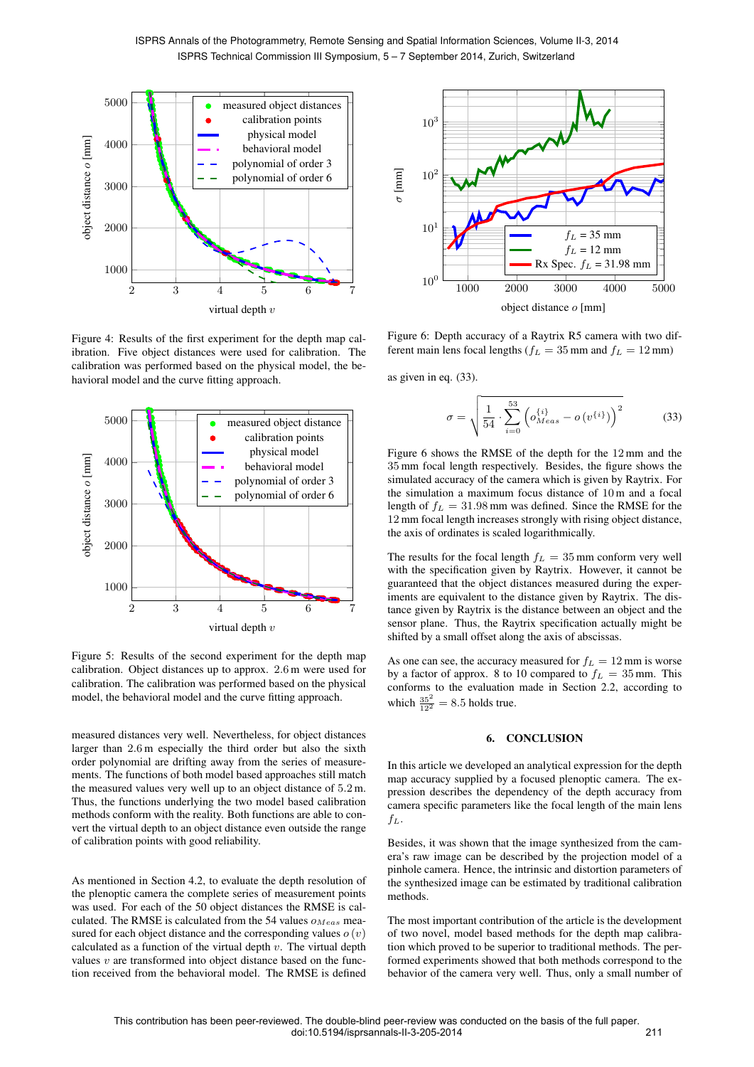Figure 4: Results of the first experiment for the depth map calibration. Five object distances were used for calibration. The calibration was performed based on the physical model, the behavioral model and the curve fitting approach.

Figure 5: Results of the second experiment for the depth map calibration. Object distances up to approx. 2.6 m were used for calibration. The calibration was performed based on the physical model, the behavioral model and the curve fitting approach.

measured distances very well. Nevertheless, for object distances larger than 2.6 m especially the third order but also the sixth order polynomial are drifting away from the series of measurements. The functions of both model based approaches still match the measured values very well up to an object distance of 5.2 m. Thus, the functions underlying the two model based calibration methods conform with the reality. Both functions are able to convert the virtual depth to an object distance even outside the range of calibration points with good reliability.

As mentioned in Section 4.2, to evaluate the depth resolution of the plenoptic camera the complete series of measurement points was used. For each of the 50 object distances the RMSE is calculated. The RMSE is calculated from the 54 values $o_{Meas}$ measured for each object distance and the corresponding values $o(v)$ calculated as a function of the virtual depth $v$. The virtual depth values $v$ are transformed into object distance based on the function received from the behavioral model. The RMSE is defined as given in eq. (33).

Figure 6: Depth accuracy of a Raytrix R5 camera with two different main lens focal lengths ($f_L = 35$ mm and $f_L = 12$ mm)

$$\sigma = \sqrt{\frac{1}{54} \cdot \sum_{i=0}^{53} \left( o_{Meas}^{\{i\}} - o\left(v^{\{i\}}\right) \right)^2} \tag{33}$$

Figure 6 shows the RMSE of the depth for the 12 mm and the 35 mm focal length respectively. Besides, the figure shows the simulated accuracy of the camera which is given by Raytrix. For the simulation a maximum focus distance of 10 m and a focal length of $f_L = 31.98$ mm was defined. Since the RMSE for the 12 mm focal length increases strongly with rising object distance, the axis of ordinates is scaled logarithmically.

The results for the focal length $f_L = 35$ mm conform very well with the specification given by Raytrix. However, it cannot be guaranteed that the object distances measured during the experiments are equivalent to the distance given by Raytrix. The distance given by Raytrix is the distance between an object and the sensor plane. Thus, the Raytrix specification actually might be shifted by a small offset along the axis of abscissas.

As one can see, the accuracy measured for $f_L = 12$ mm is worse by a factor of approx. 8 to 10 compared to $f_L = 35$ mm. This conforms to the evaluation made in Section 2.2, according to which $\frac{35^2}{12^2} = 8.5$ holds true.

## 6. CONCLUSION

In this article we developed an analytical expression for the depth map accuracy supplied by a focused plenoptic camera. The expression describes the dependency of the depth accuracy from camera specific parameters like the focal length of the main lens $f_L$.

Besides, it was shown that the image synthesized from the camera's raw image can be described by the projection model of a pinhole camera. Hence, the intrinsic and distortion parameters of the synthesized image can be estimated by traditional calibration methods.

The most important contribution of the article is the development of two novel, model based methods for the depth map calibration which proved to be superior to traditional methods. The performed experiments showed that both methods correspond to the behavior of the camera very well. Thus, only a small number of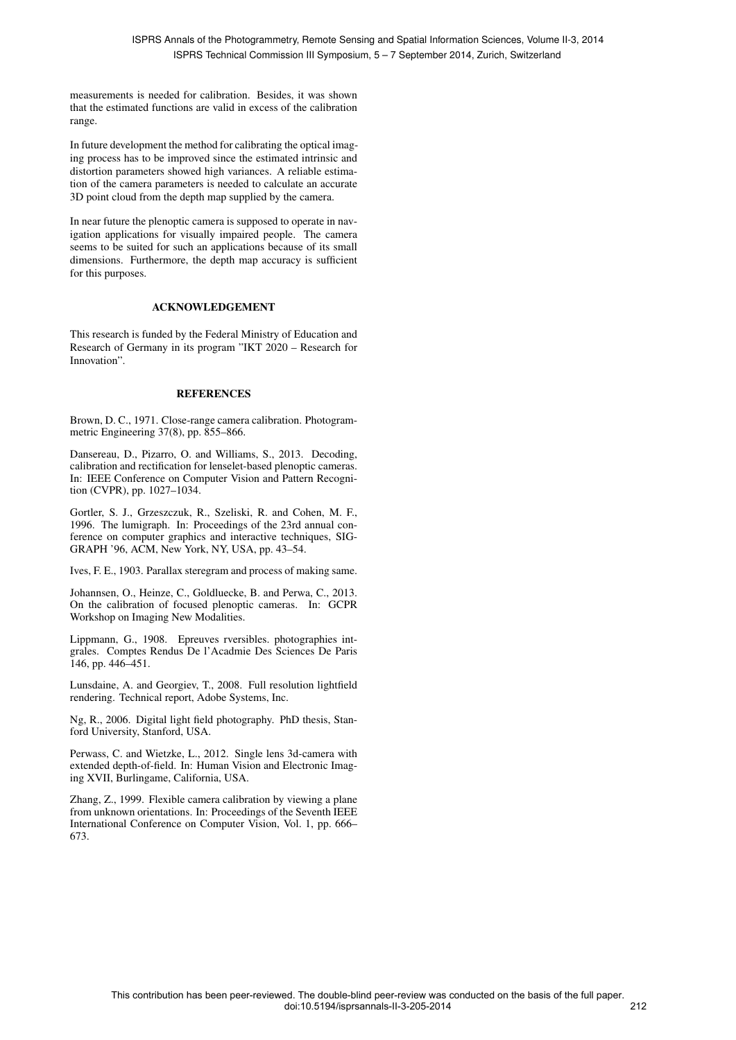measurements is needed for calibration. Besides, it was shown that the estimated functions are valid in excess of the calibration range.

In future development the method for calibrating the optical imaging process has to be improved since the estimated intrinsic and distortion parameters showed high variances. A reliable estimation of the camera parameters is needed to calculate an accurate 3D point cloud from the depth map supplied by the camera.

In near future the plenoptic camera is supposed to operate in navigation applications for visually impaired people. The camera seems to be suited for such an applications because of its small dimensions. Furthermore, the depth map accuracy is sufficient for this purposes.

## ACKNOWLEDGEMENT

This research is funded by the Federal Ministry of Education and Research of Germany in its program "IKT 2020 – Research for Innovation".

## REFERENCES

Brown, D. C., 1971. Close-range camera calibration. Photogrammetric Engineering 37(8), pp. 855–866.

Dansereau, D., Pizarro, O. and Williams, S., 2013. Decoding, calibration and rectification for lenselet-based plenoptic cameras. In: IEEE Conference on Computer Vision and Pattern Recognition (CVPR), pp. 1027–1034.

Gortler, S. J., Grzeszczuk, R., Szeliski, R. and Cohen, M. F., 1996. The lumigraph. In: Proceedings of the 23rd annual conference on computer graphics and interactive techniques, SIGGRAPH '96, ACM, New York, NY, USA, pp. 43–54.

Ives, F. E., 1903. Parallax steregram and process of making same.

Johannsen, O., Heinze, C., Goldluecke, B. and Perwa, C., 2013. On the calibration of focused plenoptic cameras. In: GCPR Workshop on Imaging New Modalities.

Lippmann, G., 1908. Epreuves rversibles. photographies intgrales. Comptes Rendus De l'Acadmie Des Sciences De Paris 146, pp. 446–451.

Lunsdaine, A. and Georgiev, T., 2008. Full resolution lightfield rendering. Technical report, Adobe Systems, Inc.

Ng, R., 2006. Digital light field photography. PhD thesis, Stanford University, Stanford, USA.

Perwass, C. and Wietzke, L., 2012. Single lens 3d-camera with extended depth-of-field. In: Human Vision and Electronic Imaging XVII, Burlingame, California, USA.

Zhang, Z., 1999. Flexible camera calibration by viewing a plane from unknown orientations. In: Proceedings of the Seventh IEEE International Conference on Computer Vision, Vol. 1, pp. 666–673.